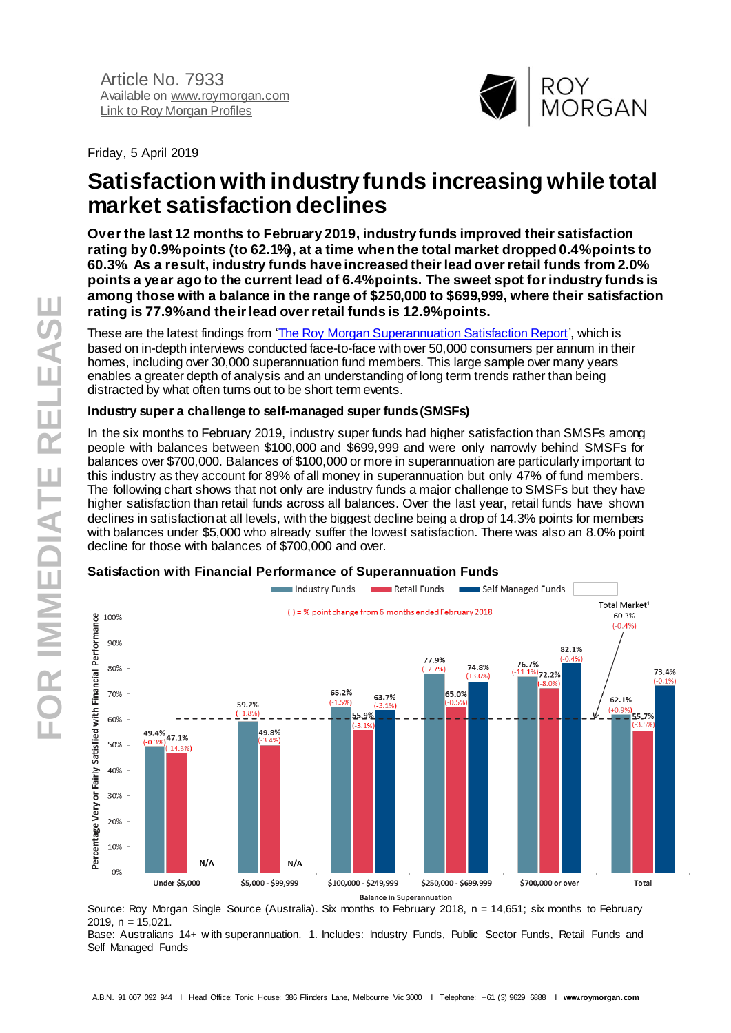Article No. 7933
Available on www.roymorgan.com
Link to Roy Morgan Profiles

Friday, 5 April 2019

# Satisfaction with industry funds increasing while total market satisfaction declines

**Over the last 12 months to February 2019, industry funds improved their satisfaction rating by 0.9% points (to 62.1%), at a time when the total market dropped 0.4% points to 60.3%. As a result, industry funds have increased their lead over retail funds from 2.0% points a year ago to the current lead of 6.4% points. The sweet spot for industry funds is among those with a balance in the range of $250,000 to $699,999, where their satisfaction rating is 77.9% and their lead over retail funds is 12.9% points.**

These are the latest findings from 'The Roy Morgan Superannuation Satisfaction Report', which is based on in-depth interviews conducted face-to-face with over 50,000 consumers per annum in their homes, including over 30,000 superannuation fund members. This large sample over many years enables a greater depth of analysis and an understanding of long term trends rather than being distracted by what often turns out to be short term events.

### Industry super a challenge to self-managed super funds (SMSFs)

In the six months to February 2019, industry super funds had higher satisfaction than SMSFs among people with balances between $100,000 and $699,999 and were only narrowly behind SMSFs for balances over $700,000. Balances of $100,000 or more in superannuation are particularly important to this industry as they account for 89% of all money in superannuation but only 47% of fund members. The following chart shows that not only are industry funds a major challenge to SMSFs but they have higher satisfaction than retail funds across all balances. Over the last year, retail funds have shown declines in satisfaction at all levels, with the biggest decline being a drop of 14.3% points for members with balances under $5,000 who already suffer the lowest satisfaction. There was also an 8.0% point decline for those with balances of $700,000 and over.

### Satisfaction with Financial Performance of Superannuation Funds

( ) = % point change from 6 months ended February 2018

| Balance in Superannuation | Industry Funds | Retail Funds | Self Managed Funds |
|---|---|---|---|
| Under $5,000 | 49.4% (-0.3%) | 47.1% (-14.3%) | N/A |
| $5,000 - $99,999 | 59.2% (+1.8%) | 49.8% (-3.4%) | N/A |
| $100,000 - $249,999 | 65.2% (-1.5%) | 55.9% (-3.1%) | 63.7% (-3.1%) |
| $250,000 - $699,999 | 77.9% (+2.7%) | 65.0% (-0.5%) | 74.8% (+3.6%) |
| $700,000 or over | 76.7% (-11.1%) | 72.2% (-8.0%) | 82.1% (-0.4%) |
| Total | 62.1% (+0.9%) | 55.7% (-3.5%) | 73.4% (-0.1%) |

Total Market[1]: 60.3% (-0.4%)

Percentage Very or Fairly Satisfied with Financial Performance

Source: Roy Morgan Single Source (Australia). Six months to February 2018, n = 14,651; six months to February 2019, n = 15,021.
Base: Australians 14+ with superannuation. 1. Includes: Industry Funds, Public Sector Funds, Retail Funds and Self Managed Funds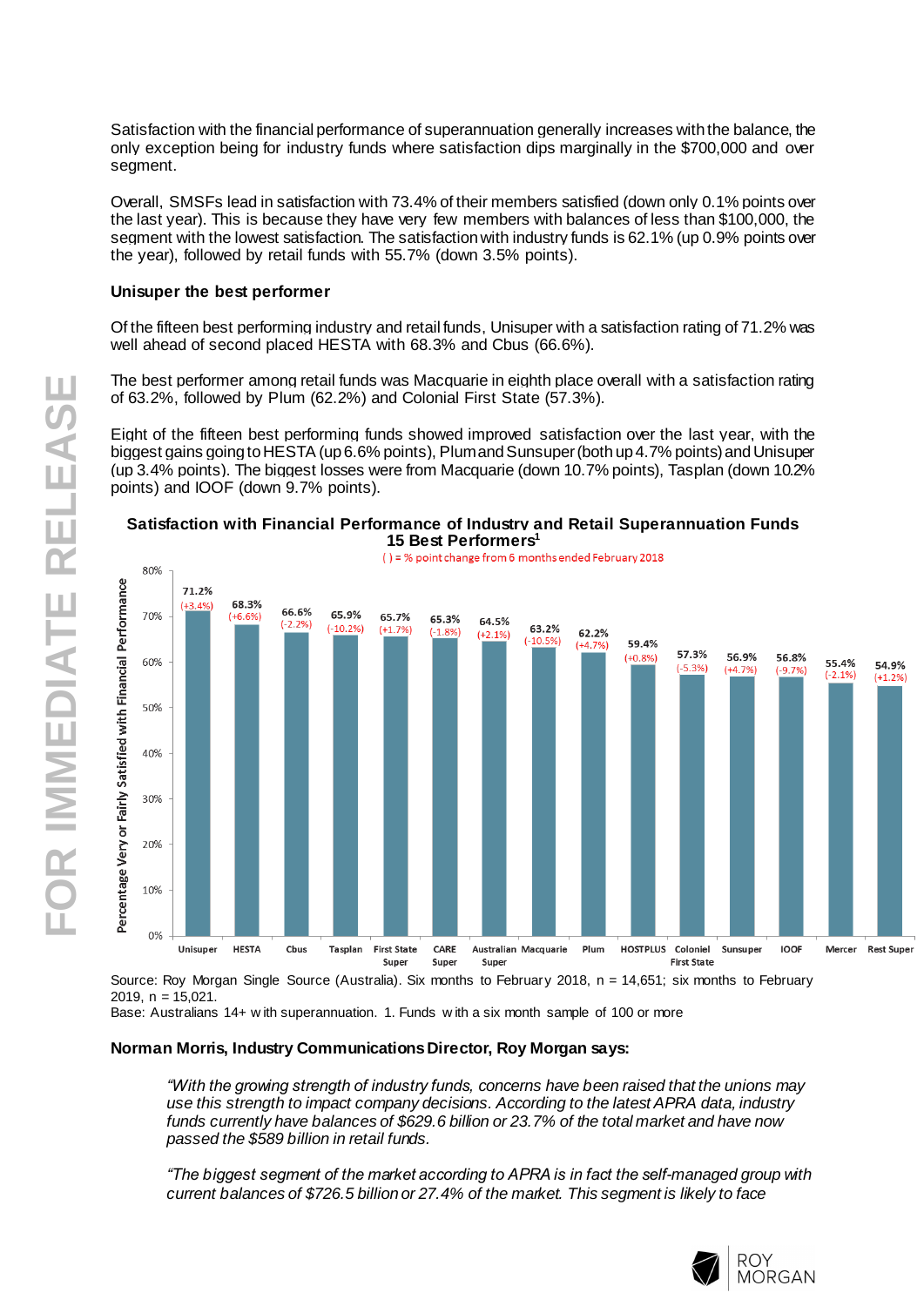Satisfaction with the financial performance of superannuation generally increases with the balance, the only exception being for industry funds where satisfaction dips marginally in the $700,000 and over segment.

Overall, SMSFs lead in satisfaction with 73.4% of their members satisfied (down only 0.1% points over the last year). This is because they have very few members with balances of less than $100,000, the segment with the lowest satisfaction. The satisfaction with industry funds is 62.1% (up 0.9% points over the year), followed by retail funds with 55.7% (down 3.5% points).

**Unisuper the best performer**

Of the fifteen best performing industry and retail funds, Unisuper with a satisfaction rating of 71.2% was well ahead of second placed HESTA with 68.3% and Cbus (66.6%).

The best performer among retail funds was Macquarie in eighth place overall with a satisfaction rating of 63.2%, followed by Plum (62.2%) and Colonial First State (57.3%).

Eight of the fifteen best performing funds showed improved satisfaction over the last year, with the biggest gains going to HESTA (up 6.6% points), Plum and Sunsuper (both up 4.7% points) and Unisuper (up 3.4% points). The biggest losses were from Macquarie (down 10.7% points), Tasplan (down 10.2% points) and IOOF (down 9.7% points).

**Satisfaction with Financial Performance of Industry and Retail Superannuation Funds**
**15 Best Performers[1]**

( ) = % point change from 6 months ended February 2018

| Fund | Percentage Very or Fairly Satisfied with Financial Performance | Change |
|---|---|---|
| Unisuper | 71.2% | (+3.4%) |
| HESTA | 68.3% | (+6.6%) |
| Cbus | 66.6% | (-2.2%) |
| Tasplan | 65.9% | (-10.2%) |
| First State Super | 65.7% | (+1.7%) |
| CARE Super | 65.3% | (-1.8%) |
| Australian Super | 64.5% | (+2.1%) |
| Macquarie | 63.2% | (-10.5%) |
| Plum | 62.2% | (+4.7%) |
| HOSTPLUS | 59.4% | (+0.8%) |
| Colonial First State | 57.3% | (-5.3%) |
| Sunsuper | 56.9% | (+4.7%) |
| IOOF | 56.8% | (-9.7%) |
| Mercer | 55.4% | (-2.1%) |
| Rest Super | 54.9% | (+1.2%) |

Source: Roy Morgan Single Source (Australia). Six months to February 2018, n = 14,651; six months to February 2019, n = 15,021.
Base: Australians 14+ with superannuation. 1. Funds with a six month sample of 100 or more

**Norman Morris, Industry Communications Director, Roy Morgan says:**

> *"With the growing strength of industry funds, concerns have been raised that the unions may use this strength to impact company decisions. According to the latest APRA data, industry funds currently have balances of $629.6 billion or 23.7% of the total market and have now passed the $589 billion in retail funds.*
>
> *"The biggest segment of the market according to APRA is in fact the self-managed group with current balances of $726.5 billion or 27.4% of the market. This segment is likely to face*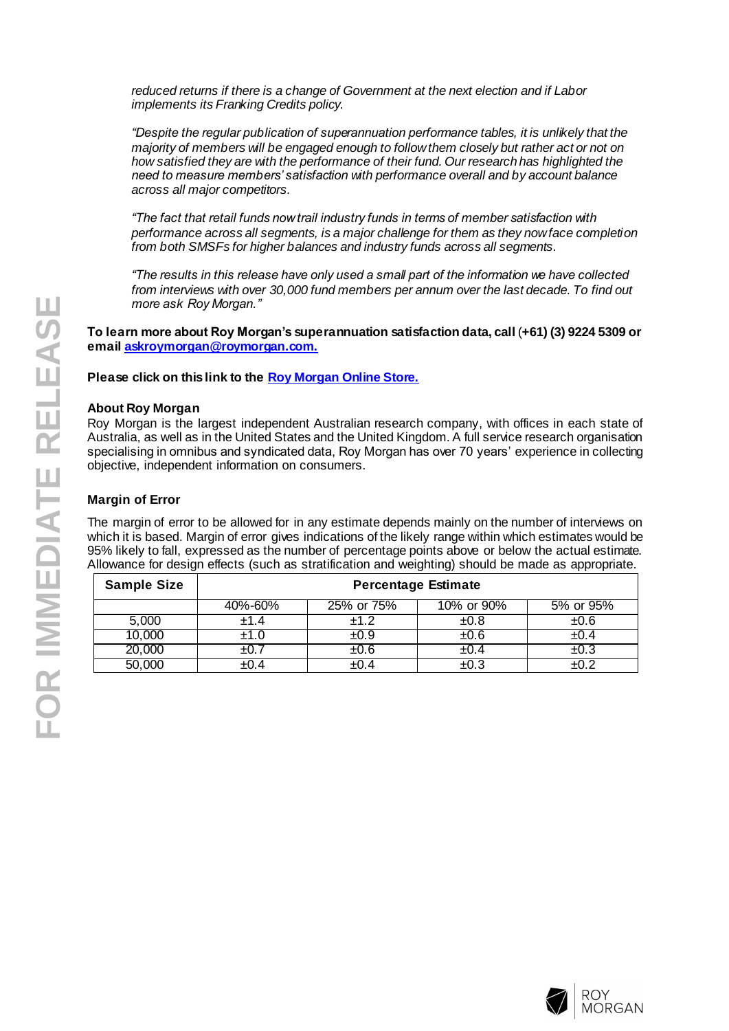*reduced returns if there is a change of Government at the next election and if Labor implements its Franking Credits policy.*

*"Despite the regular publication of superannuation performance tables, it is unlikely that the majority of members will be engaged enough to follow them closely but rather act or not on how satisfied they are with the performance of their fund. Our research has highlighted the need to measure members' satisfaction with performance overall and by account balance across all major competitors.*

*"The fact that retail funds now trail industry funds in terms of member satisfaction with performance across all segments, is a major challenge for them as they now face completion from both SMSFs for higher balances and industry funds across all segments.*

*"The results in this release have only used a small part of the information we have collected from interviews with over 30,000 fund members per annum over the last decade. To find out more ask Roy Morgan."*

**To learn more about Roy Morgan's superannuation satisfaction data, call (+61) (3) 9224 5309 or email [askroymorgan@roymorgan.com.](mailto:askroymorgan@roymorgan.com)**

**Please click on this link to the [Roy Morgan Online Store.]()**

**About Roy Morgan**

Roy Morgan is the largest independent Australian research company, with offices in each state of Australia, as well as in the United States and the United Kingdom. A full service research organisation specialising in omnibus and syndicated data, Roy Morgan has over 70 years' experience in collecting objective, independent information on consumers.

**Margin of Error**

The margin of error to be allowed for in any estimate depends mainly on the number of interviews on which it is based. Margin of error gives indications of the likely range within which estimates would be 95% likely to fall, expressed as the number of percentage points above or below the actual estimate. Allowance for design effects (such as stratification and weighting) should be made as appropriate.

| Sample Size | Percentage Estimate | | | |
|---|---|---|---|---|
| | 40%-60% | 25% or 75% | 10% or 90% | 5% or 95% |
| 5,000 | ±1.4 | ±1.2 | ±0.8 | ±0.6 |
| 10,000 | ±1.0 | ±0.9 | ±0.6 | ±0.4 |
| 20,000 | ±0.7 | ±0.6 | ±0.4 | ±0.3 |
| 50,000 | ±0.4 | ±0.4 | ±0.3 | ±0.2 |